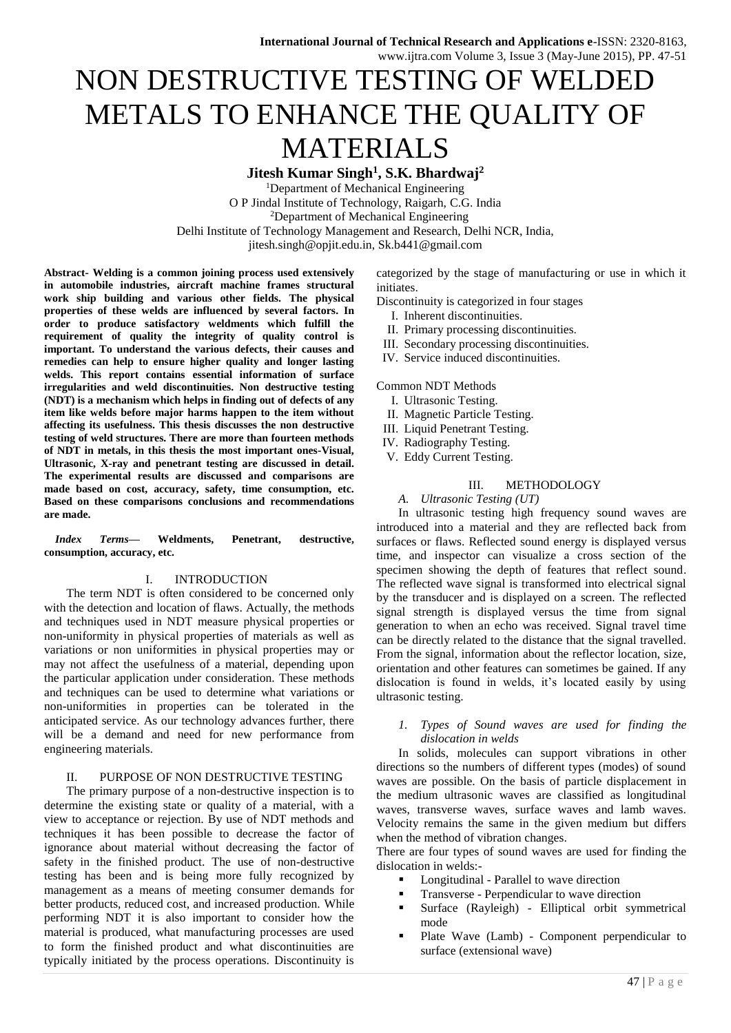# NON DESTRUCTIVE TESTING OF WELDED METALS TO ENHANCE THE QUALITY OF MATERIALS

**Jitesh Kumar Singh[1], S.K. Bhardwaj[2]**

[1]Department of Mechanical Engineering
O P Jindal Institute of Technology, Raigarh, C.G. India
[2]Department of Mechanical Engineering
Delhi Institute of Technology Management and Research, Delhi NCR, India,
jitesh.singh@opjit.edu.in, Sk.b441@gmail.com

**Abstract- Welding is a common joining process used extensively in automobile industries, aircraft machine frames structural work ship building and various other fields. The physical properties of these welds are influenced by several factors. In order to produce satisfactory weldments which fulfill the requirement of quality the integrity of quality control is important. To understand the various defects, their causes and remedies can help to ensure higher quality and longer lasting welds. This report contains essential information of surface irregularities and weld discontinuities. Non destructive testing (NDT) is a mechanism which helps in finding out of defects of any item like welds before major harms happen to the item without affecting its usefulness. This thesis discusses the non destructive testing of weld structures. There are more than fourteen methods of NDT in metals, in this thesis the most important ones-Visual, Ultrasonic, X-ray and penetrant testing are discussed in detail. The experimental results are discussed and comparisons are made based on cost, accuracy, safety, time consumption, etc. Based on these comparisons conclusions and recommendations are made.**

***Index Terms*— Weldments, Penetrant, destructive, consumption, accuracy, etc.**

## I. INTRODUCTION

The term NDT is often considered to be concerned only with the detection and location of flaws. Actually, the methods and techniques used in NDT measure physical properties or non-uniformity in physical properties of materials as well as variations or non uniformities in physical properties may or may not affect the usefulness of a material, depending upon the particular application under consideration. These methods and techniques can be used to determine what variations or non-uniformities in properties can be tolerated in the anticipated service. As our technology advances further, there will be a demand and need for new performance from engineering materials.

## II. PURPOSE OF NON DESTRUCTIVE TESTING

The primary purpose of a non-destructive inspection is to determine the existing state or quality of a material, with a view to acceptance or rejection. By use of NDT methods and techniques it has been possible to decrease the factor of ignorance about material without decreasing the factor of safety in the finished product. The use of non-destructive testing has been and is being more fully recognized by management as a means of meeting consumer demands for better products, reduced cost, and increased production. While performing NDT it is also important to consider how the material is produced, what manufacturing processes are used to form the finished product and what discontinuities are typically initiated by the process operations. Discontinuity is categorized by the stage of manufacturing or use in which it initiates.

Discontinuity is categorized in four stages

I. Inherent discontinuities.
II. Primary processing discontinuities.
III. Secondary processing discontinuities.
IV. Service induced discontinuities.

Common NDT Methods

I. Ultrasonic Testing.
II. Magnetic Particle Testing.
III. Liquid Penetrant Testing.
IV. Radiography Testing.
V. Eddy Current Testing.

## III. METHODOLOGY

### *A. Ultrasonic Testing (UT)*

In ultrasonic testing high frequency sound waves are introduced into a material and they are reflected back from surfaces or flaws. Reflected sound energy is displayed versus time, and inspector can visualize a cross section of the specimen showing the depth of features that reflect sound. The reflected wave signal is transformed into electrical signal by the transducer and is displayed on a screen. The reflected signal strength is displayed versus the time from signal generation to when an echo was received. Signal travel time can be directly related to the distance that the signal travelled. From the signal, information about the reflector location, size, orientation and other features can sometimes be gained. If any dislocation is found in welds, it's located easily by using ultrasonic testing.

#### *1. Types of Sound waves are used for finding the dislocation in welds*

In solids, molecules can support vibrations in other directions so the numbers of different types (modes) of sound waves are possible. On the basis of particle displacement in the medium ultrasonic waves are classified as longitudinal waves, transverse waves, surface waves and lamb waves. Velocity remains the same in the given medium but differs when the method of vibration changes.

There are four types of sound waves are used for finding the dislocation in welds:-

- Longitudinal - Parallel to wave direction
- Transverse - Perpendicular to wave direction
- Surface (Rayleigh) - Elliptical orbit symmetrical mode
- Plate Wave (Lamb) - Component perpendicular to surface (extensional wave)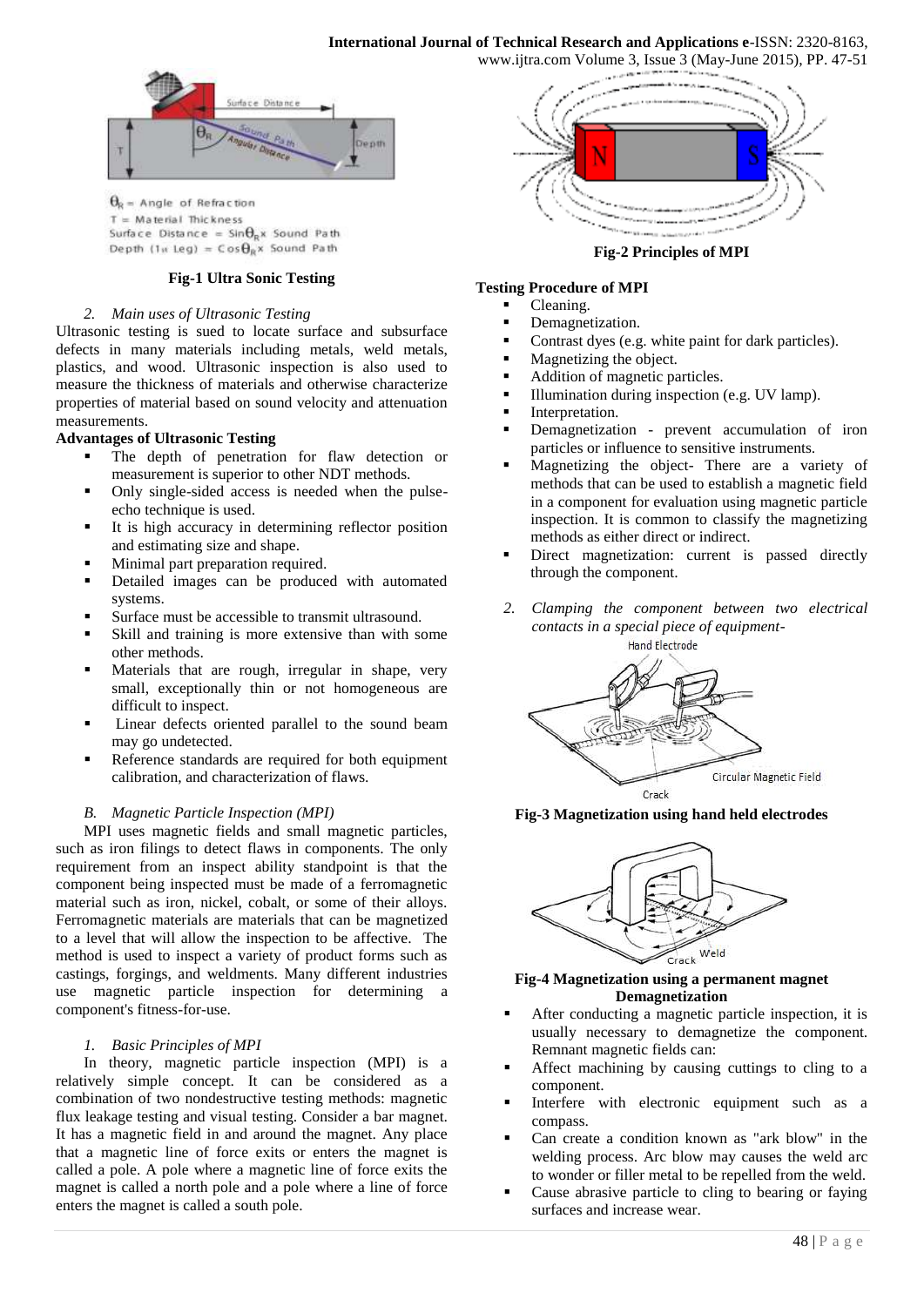$\theta_R$ = Angle of Refraction
T = Material Thickness
Surface Distance = $\sin\theta_R \times$ Sound Path
Depth (1st Leg) = $\cos\theta_R \times$ Sound Path

**Fig-1 Ultra Sonic Testing**

*2. Main uses of Ultrasonic Testing*

Ultrasonic testing is sued to locate surface and subsurface defects in many materials including metals, weld metals, plastics, and wood. Ultrasonic inspection is also used to measure the thickness of materials and otherwise characterize properties of material based on sound velocity and attenuation measurements.

**Advantages of Ultrasonic Testing**

- The depth of penetration for flaw detection or measurement is superior to other NDT methods.
- Only single-sided access is needed when the pulse-echo technique is used.
- It is high accuracy in determining reflector position and estimating size and shape.
- Minimal part preparation required.
- Detailed images can be produced with automated systems.
- Surface must be accessible to transmit ultrasound.
- Skill and training is more extensive than with some other methods.
- Materials that are rough, irregular in shape, very small, exceptionally thin or not homogeneous are difficult to inspect.
- Linear defects oriented parallel to the sound beam may go undetected.
- Reference standards are required for both equipment calibration, and characterization of flaws.

*B. Magnetic Particle Inspection (MPI)*

MPI uses magnetic fields and small magnetic particles, such as iron filings to detect flaws in components. The only requirement from an inspect ability standpoint is that the component being inspected must be made of a ferromagnetic material such as iron, nickel, cobalt, or some of their alloys. Ferromagnetic materials are materials that can be magnetized to a level that will allow the inspection to be affective. The method is used to inspect a variety of product forms such as castings, forgings, and weldments. Many different industries use magnetic particle inspection for determining a component's fitness-for-use.

*1. Basic Principles of MPI*

In theory, magnetic particle inspection (MPI) is a relatively simple concept. It can be considered as a combination of two nondestructive testing methods: magnetic flux leakage testing and visual testing. Consider a bar magnet. It has a magnetic field in and around the magnet. Any place that a magnetic line of force exits or enters the magnet is called a pole. A pole where a magnetic line of force exits the magnet is called a north pole and a pole where a line of force enters the magnet is called a south pole.

**Fig-2 Principles of MPI**

**Testing Procedure of MPI**

- Cleaning.
- Demagnetization.
- Contrast dyes (e.g. white paint for dark particles).
- Magnetizing the object.
- Addition of magnetic particles.
- Illumination during inspection (e.g. UV lamp).
- Interpretation.
- Demagnetization - prevent accumulation of iron particles or influence to sensitive instruments.
- Magnetizing the object- There are a variety of methods that can be used to establish a magnetic field in a component for evaluation using magnetic particle inspection. It is common to classify the magnetizing methods as either direct or indirect.
- Direct magnetization: current is passed directly through the component.

*2. Clamping the component between two electrical contacts in a special piece of equipment-*

**Fig-3 Magnetization using hand held electrodes**

**Fig-4 Magnetization using a permanent magnet**

**Demagnetization**

- After conducting a magnetic particle inspection, it is usually necessary to demagnetize the component. Remnant magnetic fields can:
- Affect machining by causing cuttings to cling to a component.
- Interfere with electronic equipment such as a compass.
- Can create a condition known as "ark blow" in the welding process. Arc blow may causes the weld arc to wonder or filler metal to be repelled from the weld.
- Cause abrasive particle to cling to bearing or faying surfaces and increase wear.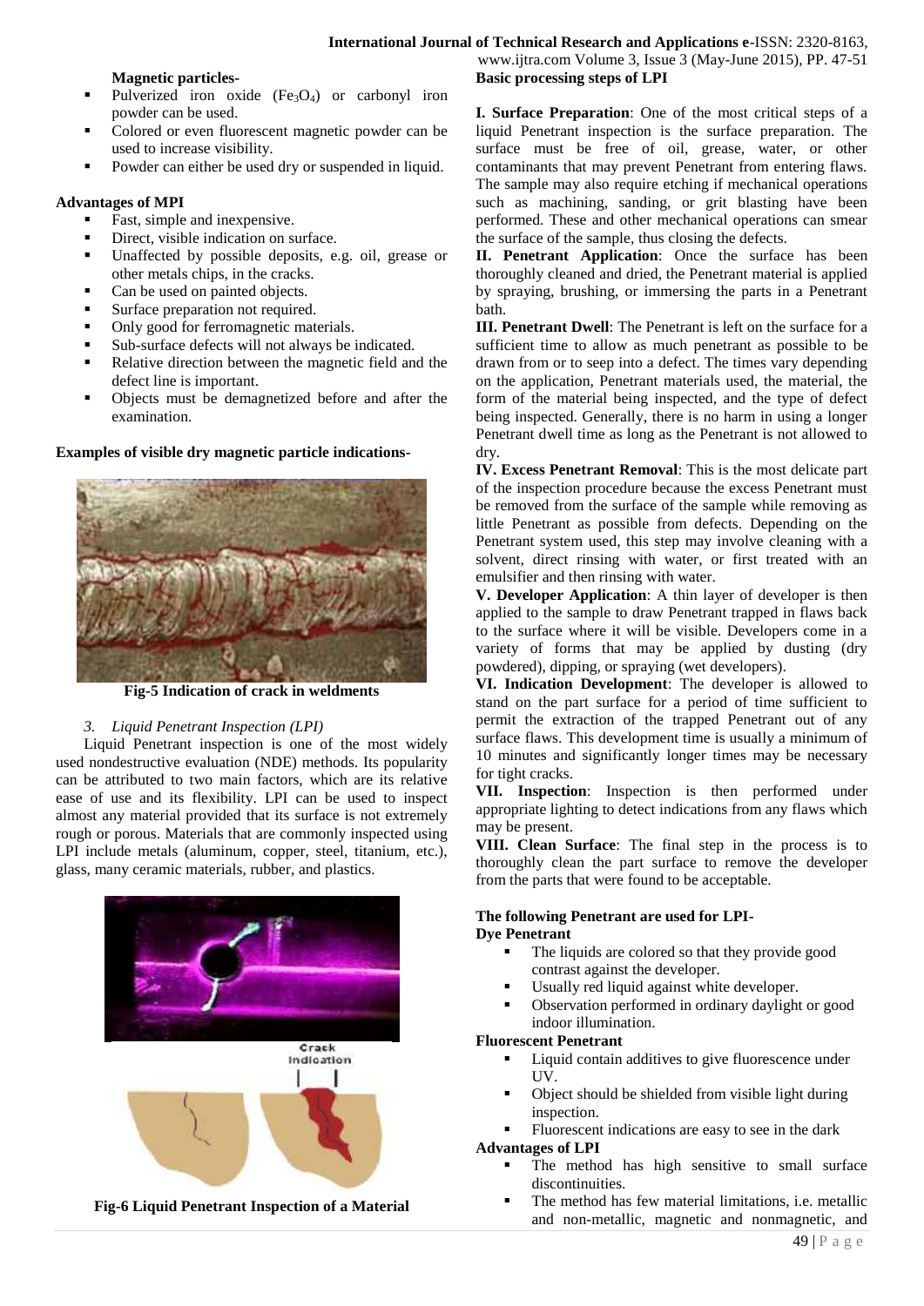**Magnetic particles-**

- Pulverized iron oxide ($Fe_3O_4$) or carbonyl iron powder can be used.
- Colored or even fluorescent magnetic powder can be used to increase visibility.
- Powder can either be used dry or suspended in liquid.

**Advantages of MPI**

- Fast, simple and inexpensive.
- Direct, visible indication on surface.
- Unaffected by possible deposits, e.g. oil, grease or other metals chips, in the cracks.
- Can be used on painted objects.
- Surface preparation not required.
- Only good for ferromagnetic materials.
- Sub-surface defects will not always be indicated.
- Relative direction between the magnetic field and the defect line is important.
- Objects must be demagnetized before and after the examination.

**Examples of visible dry magnetic particle indications-**

**Fig-5 Indication of crack in weldments**

*3. Liquid Penetrant Inspection (LPI)*

Liquid Penetrant inspection is one of the most widely used nondestructive evaluation (NDE) methods. Its popularity can be attributed to two main factors, which are its relative ease of use and its flexibility. LPI can be used to inspect almost any material provided that its surface is not extremely rough or porous. Materials that are commonly inspected using LPI include metals (aluminum, copper, steel, titanium, etc.), glass, many ceramic materials, rubber, and plastics.

Crack Indication

**Fig-6 Liquid Penetrant Inspection of a Material**

**Basic processing steps of LPI**

**I. Surface Preparation**: One of the most critical steps of a liquid Penetrant inspection is the surface preparation. The surface must be free of oil, grease, water, or other contaminants that may prevent Penetrant from entering flaws. The sample may also require etching if mechanical operations such as machining, sanding, or grit blasting have been performed. These and other mechanical operations can smear the surface of the sample, thus closing the defects.

**II. Penetrant Application**: Once the surface has been thoroughly cleaned and dried, the Penetrant material is applied by spraying, brushing, or immersing the parts in a Penetrant bath.

**III. Penetrant Dwell**: The Penetrant is left on the surface for a sufficient time to allow as much penetrant as possible to be drawn from or to seep into a defect. The times vary depending on the application, Penetrant materials used, the material, the form of the material being inspected, and the type of defect being inspected. Generally, there is no harm in using a longer Penetrant dwell time as long as the Penetrant is not allowed to dry.

**IV. Excess Penetrant Removal**: This is the most delicate part of the inspection procedure because the excess Penetrant must be removed from the surface of the sample while removing as little Penetrant as possible from defects. Depending on the Penetrant system used, this step may involve cleaning with a solvent, direct rinsing with water, or first treated with an emulsifier and then rinsing with water.

**V. Developer Application**: A thin layer of developer is then applied to the sample to draw Penetrant trapped in flaws back to the surface where it will be visible. Developers come in a variety of forms that may be applied by dusting (dry powdered), dipping, or spraying (wet developers).

**VI. Indication Development**: The developer is allowed to stand on the part surface for a period of time sufficient to permit the extraction of the trapped Penetrant out of any surface flaws. This development time is usually a minimum of 10 minutes and significantly longer times may be necessary for tight cracks.

**VII. Inspection**: Inspection is then performed under appropriate lighting to detect indications from any flaws which may be present.

**VIII. Clean Surface**: The final step in the process is to thoroughly clean the part surface to remove the developer from the parts that were found to be acceptable.

**The following Penetrant are used for LPI-**

**Dye Penetrant**

- The liquids are colored so that they provide good contrast against the developer.
- Usually red liquid against white developer.
- Observation performed in ordinary daylight or good indoor illumination.

**Fluorescent Penetrant**

- Liquid contain additives to give fluorescence under UV.
- Object should be shielded from visible light during inspection.
- Fluorescent indications are easy to see in the dark

**Advantages of LPI**

- The method has high sensitive to small surface discontinuities.
- The method has few material limitations, i.e. metallic and non-metallic, magnetic and nonmagnetic, and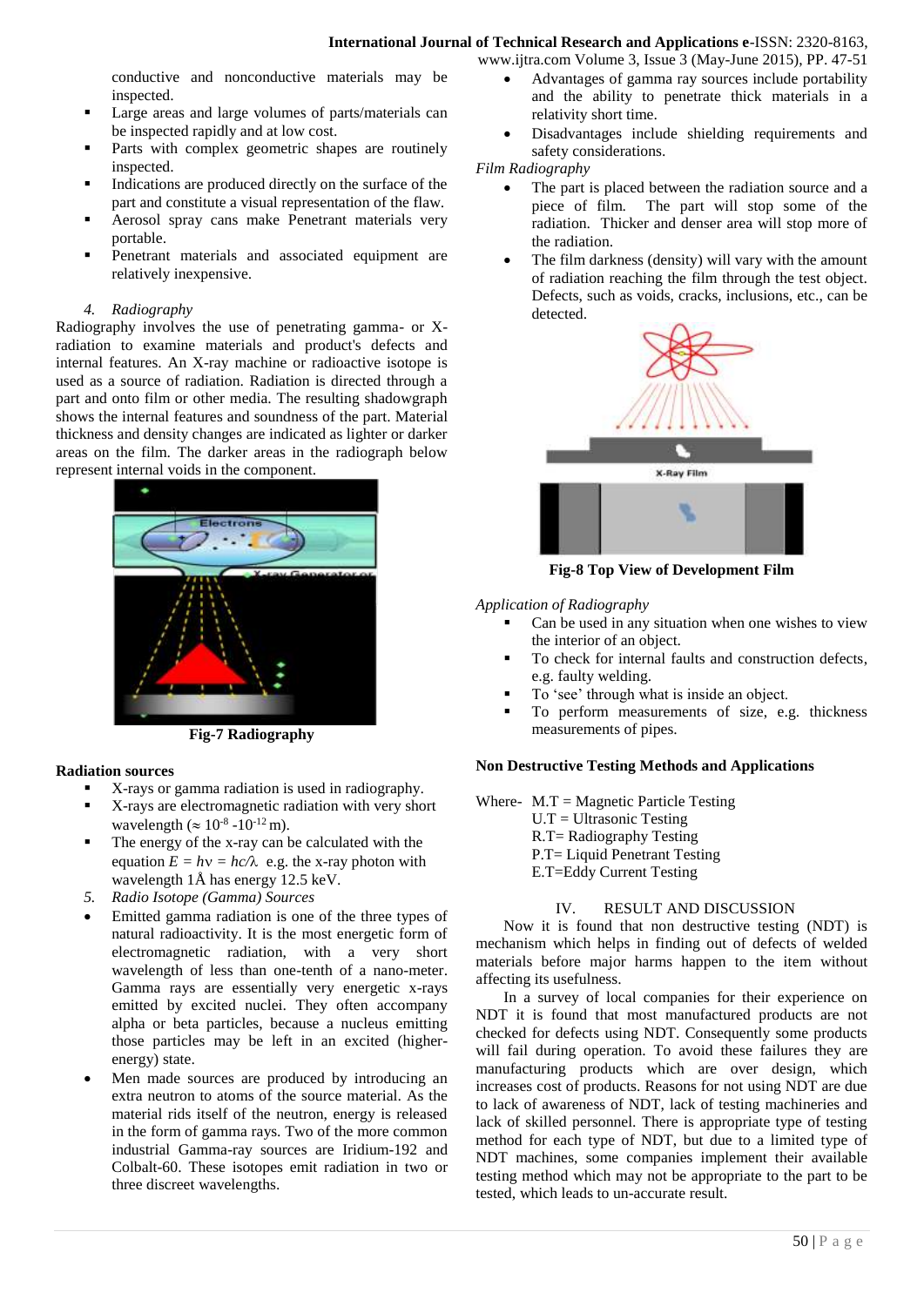conductive and nonconductive materials may be inspected.

- Large areas and large volumes of parts/materials can be inspected rapidly and at low cost.
- Parts with complex geometric shapes are routinely inspected.
- Indications are produced directly on the surface of the part and constitute a visual representation of the flaw.
- Aerosol spray cans make Penetrant materials very portable.
- Penetrant materials and associated equipment are relatively inexpensive.

*4. Radiography*

Radiography involves the use of penetrating gamma- or X-radiation to examine materials and product's defects and internal features. An X-ray machine or radioactive isotope is used as a source of radiation. Radiation is directed through a part and onto film or other media. The resulting shadowgraph shows the internal features and soundness of the part. Material thickness and density changes are indicated as lighter or darker areas on the film. The darker areas in the radiograph below represent internal voids in the component.

**Fig-7 Radiography**

**Radiation sources**

- X-rays or gamma radiation is used in radiography.
- X-rays are electromagnetic radiation with very short wavelength ($\approx 10^{-8}$ -$10^{-12}$ m).
- The energy of the x-ray can be calculated with the equation $E = h\nu = hc/\lambda$ e.g. the x-ray photon with wavelength 1Å has energy 12.5 keV.

*5. Radio Isotope (Gamma) Sources*

- Emitted gamma radiation is one of the three types of natural radioactivity. It is the most energetic form of electromagnetic radiation, with a very short wavelength of less than one-tenth of a nano-meter. Gamma rays are essentially very energetic x-rays emitted by excited nuclei. They often accompany alpha or beta particles, because a nucleus emitting those particles may be left in an excited (higher-energy) state.
- Men made sources are produced by introducing an extra neutron to atoms of the source material. As the material rids itself of the neutron, energy is released in the form of gamma rays. Two of the more common industrial Gamma-ray sources are Iridium-192 and Colbalt-60. These isotopes emit radiation in two or three discreet wavelengths.
- Advantages of gamma ray sources include portability and the ability to penetrate thick materials in a relativity short time.
- Disadvantages include shielding requirements and safety considerations.

*Film Radiography*

- The part is placed between the radiation source and a piece of film. The part will stop some of the radiation. Thicker and denser area will stop more of the radiation.
- The film darkness (density) will vary with the amount of radiation reaching the film through the test object. Defects, such as voids, cracks, inclusions, etc., can be detected.

**Fig-8 Top View of Development Film**

*Application of Radiography*

- Can be used in any situation when one wishes to view the interior of an object.
- To check for internal faults and construction defects, e.g. faulty welding.
- To 'see' through what is inside an object.
- To perform measurements of size, e.g. thickness measurements of pipes.

**Non Destructive Testing Methods and Applications**

Where- M.T = Magnetic Particle Testing
U.T = Ultrasonic Testing
R.T= Radiography Testing
P.T= Liquid Penetrant Testing
E.T=Eddy Current Testing

## IV. RESULT AND DISCUSSION

Now it is found that non destructive testing (NDT) is mechanism which helps in finding out of defects of welded materials before major harms happen to the item without affecting its usefulness.

In a survey of local companies for their experience on NDT it is found that most manufactured products are not checked for defects using NDT. Consequently some products will fail during operation. To avoid these failures they are manufacturing products which are over design, which increases cost of products. Reasons for not using NDT are due to lack of awareness of NDT, lack of testing machineries and lack of skilled personnel. There is appropriate type of testing method for each type of NDT, but due to a limited type of NDT machines, some companies implement their available testing method which may not be appropriate to the part to be tested, which leads to un-accurate result.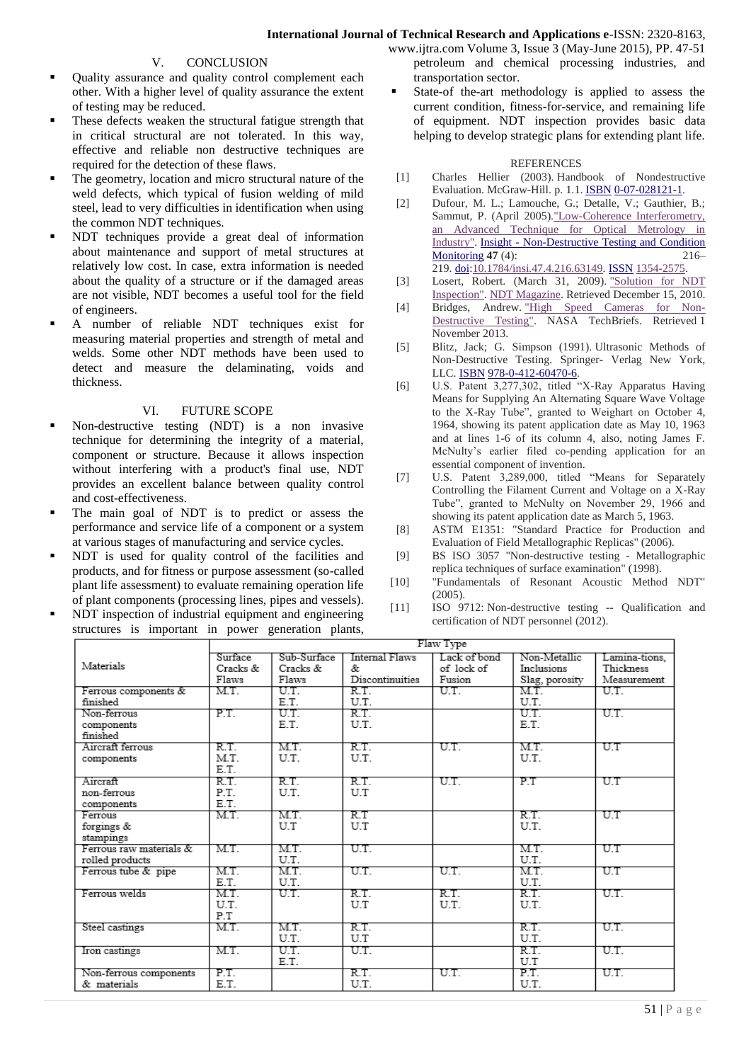## V. CONCLUSION

- Quality assurance and quality control complement each other. With a higher level of quality assurance the extent of testing may be reduced.
- These defects weaken the structural fatigue strength that in critical structural are not tolerated. In this way, effective and reliable non destructive techniques are required for the detection of these flaws.
- The geometry, location and micro structural nature of the weld defects, which typical of fusion welding of mild steel, lead to very difficulties in identification when using the common NDT techniques.
- NDT techniques provide a great deal of information about maintenance and support of metal structures at relatively low cost. In case, extra information is needed about the quality of a structure or if the damaged areas are not visible, NDT becomes a useful tool for the field of engineers.
- A number of reliable NDT techniques exist for measuring material properties and strength of metal and welds. Some other NDT methods have been used to detect and measure the delaminating, voids and thickness.

## VI. FUTURE SCOPE

- Non-destructive testing (NDT) is a non invasive technique for determining the integrity of a material, component or structure. Because it allows inspection without interfering with a product's final use, NDT provides an excellent balance between quality control and cost-effectiveness.
- The main goal of NDT is to predict or assess the performance and service life of a component or a system at various stages of manufacturing and service cycles.
- NDT is used for quality control of the facilities and products, and for fitness or purpose assessment (so-called plant life assessment) to evaluate remaining operation life of plant components (processing lines, pipes and vessels).
- NDT inspection of industrial equipment and engineering structures is important in power generation plants, petroleum and chemical processing industries, and transportation sector.
- State-of the-art methodology is applied to assess the current condition, fitness-for-service, and remaining life of equipment. NDT inspection provides basic data helping to develop strategic plans for extending plant life.

## REFERENCES

[1] Charles Hellier (2003). Handbook of Nondestructive Evaluation. McGraw-Hill. p. 1.1. ISBN 0-07-028121-1.

[2] Dufour, M. L.; Lamouche, G.; Detalle, V.; Gauthier, B.; Sammut, P. (April 2005)."Low-Coherence Interferometry, an Advanced Technique for Optical Metrology in Industry". Insight - Non-Destructive Testing and Condition Monitoring **47** (4): 216–219. doi:10.1784/insi.47.4.216.63149. ISSN 1354-2575.

[3] Losert, Robert. (March 31, 2009). "Solution for NDT Inspection". NDT Magazine. Retrieved December 15, 2010.

[4] Bridges, Andrew. "High Speed Cameras for Non-Destructive Testing". NASA TechBriefs. Retrieved 1 November 2013.

[5] Blitz, Jack; G. Simpson (1991). Ultrasonic Methods of Non-Destructive Testing. Springer- Verlag New York, LLC. ISBN 978-0-412-60470-6.

[6] U.S. Patent 3,277,302, titled "X-Ray Apparatus Having Means for Supplying An Alternating Square Wave Voltage to the X-Ray Tube", granted to Weighart on October 4, 1964, showing its patent application date as May 10, 1963 and at lines 1-6 of its column 4, also, noting James F. McNulty's earlier filed co-pending application for an essential component of invention.

[7] U.S. Patent 3,289,000, titled "Means for Separately Controlling the Filament Current and Voltage on a X-Ray Tube", granted to McNulty on November 29, 1966 and showing its patent application date as March 5, 1963.

[8] ASTM E1351: "Standard Practice for Production and Evaluation of Field Metallographic Replicas" (2006).

[9] BS ISO 3057 "Non-destructive testing - Metallographic replica techniques of surface examination" (1998).

[10] "Fundamentals of Resonant Acoustic Method NDT" (2005).

[11] ISO 9712: Non-destructive testing -- Qualification and certification of NDT personnel (2012).

| Materials | Flaw Type | | | | | |
|---|---|---|---|---|---|---|
| | Surface Cracks & Flaws | Sub-Surface Cracks & Flaws | Internal Flaws & Discontinuities | Lack of bond of lock of Fusion | Non-Metallic Inclusions Slag, porosity | Lamina-tions, Thickness Measurement |
| Ferrous components & finished | M.T. | U.T. E.T. | R.T. U.T. | U.T. | M.T. U.T. | U.T. |
| Non-ferrous components finished | P.T. | U.T. E.T. | R.T. U.T. | | U.T. E.T. | U.T. |
| Aircraft ferrous components | R.T. M.T. E.T. | M.T. U.T. | R.T. U.T. | U.T. | M.T. U.T. | U.T |
| Aircraft non-ferrous components | R.T. P.T. E.T. | R.T. U.T. | R.T. U.T | U.T. | P.T | U.T |
| Ferrous forgings & stampings | M.T. | M.T. U.T | R.T U.T | | R.T. U.T. | U.T |
| Ferrous raw materials & rolled products | M.T. | M.T. U.T. | U.T. | | M.T. U.T. | U.T |
| Ferrous tube & pipe | M.T. E.T. | M.T. U.T. | U.T. | U.T. | M.T. U.T. | U.T |
| Ferrous welds | M.T. U.T. P.T | U.T. | R.T. U.T | R.T. U.T. | R.T. U.T. | U.T. |
| Steel castings | M.T. | M.T. U.T. | R.T. U.T | | R.T. U.T. | U.T. |
| Iron castings | M.T. | U.T. E.T. | U.T. | | R.T. U.T | U.T. |
| Non-ferrous components & materials | P.T. E.T. | | R.T. U.T. | U.T. | P.T. U.T. | U.T. |